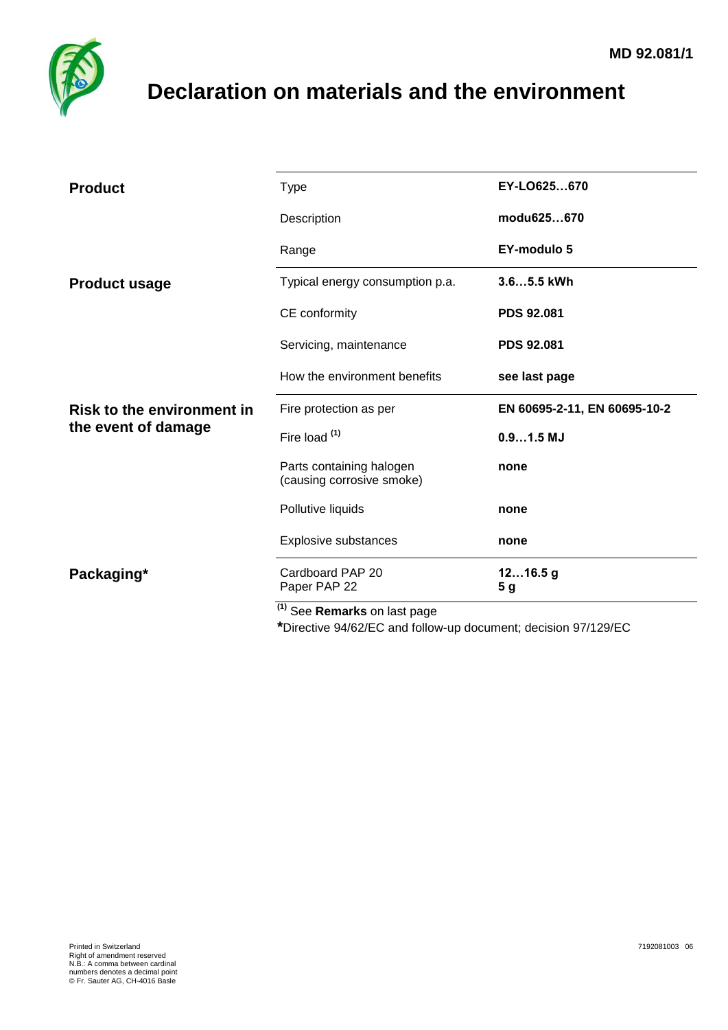MD 92.081/1

# Declaration on materials and the environment

| | | |
|---|---|---|
| **Product** | Type | **EY-LO625…670** |
| | Description | **modu625…670** |
| | Range | **EY-modulo 5** |
| **Product usage** | Typical energy consumption p.a. | **3.6…5.5 kWh** |
| | CE conformity | **PDS 92.081** |
| | Servicing, maintenance | **PDS 92.081** |
| | How the environment benefits | **see last page** |
| **Risk to the environment in the event of damage** | Fire protection as per | **EN 60695-2-11, EN 60695-10-2** |
| | Fire load (1) | **0.9…1.5 MJ** |
| | Parts containing halogen (causing corrosive smoke) | **none** |
| | Pollutive liquids | **none** |
| | Explosive substances | **none** |
| **Packaging*** | Cardboard PAP 20<br>Paper PAP 22 | **12…16.5 g**<br>**5 g** |

(1) See **Remarks** on last page

***Directive 94/62/EC and follow-up document; decision 97/129/EC

Printed in Switzerland
Right of amendment reserved
N.B.: A comma between cardinal numbers denotes a decimal point
© Fr. Sauter AG, CH-4016 Basle

7192081003 06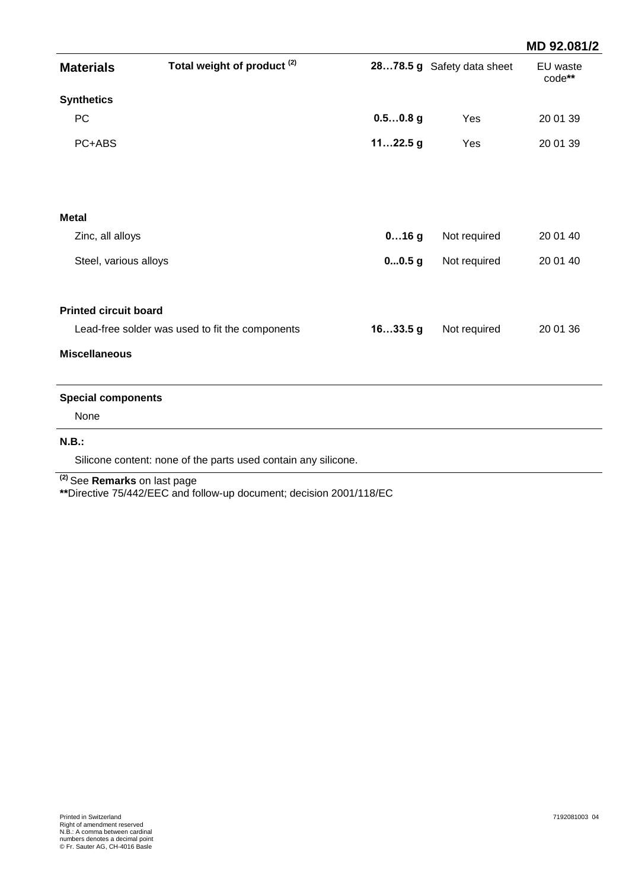| Materials | Total weight of product [(2)] | 28…78.5 g | Safety data sheet | EU waste code** |
|---|---|---|---|---|
| **Synthetics** | | | | |
| PC | | **0.5…0.8 g** | Yes | 20 01 39 |
| PC+ABS | | **11…22.5 g** | Yes | 20 01 39 |
| **Metal** | | | | |
| Zinc, all alloys | | **0…16 g** | Not required | 20 01 40 |
| Steel, various alloys | | **0...0.5 g** | Not required | 20 01 40 |
| **Printed circuit board** | | | | |
| Lead-free solder was used to fit the components | | **16…33.5 g** | Not required | 20 01 36 |
| **Miscellaneous** | | | | |

**Special components**

None

**N.B.:**

Silicone content: none of the parts used contain any silicone.

[(2)] See **Remarks** on last page
**Directive 75/442/EEC and follow-up document; decision 2001/118/EC

Printed in Switzerland
Right of amendment reserved
N.B.: A comma between cardinal numbers denotes a decimal point
© Fr. Sauter AG, CH-4016 Basle

7192081003 04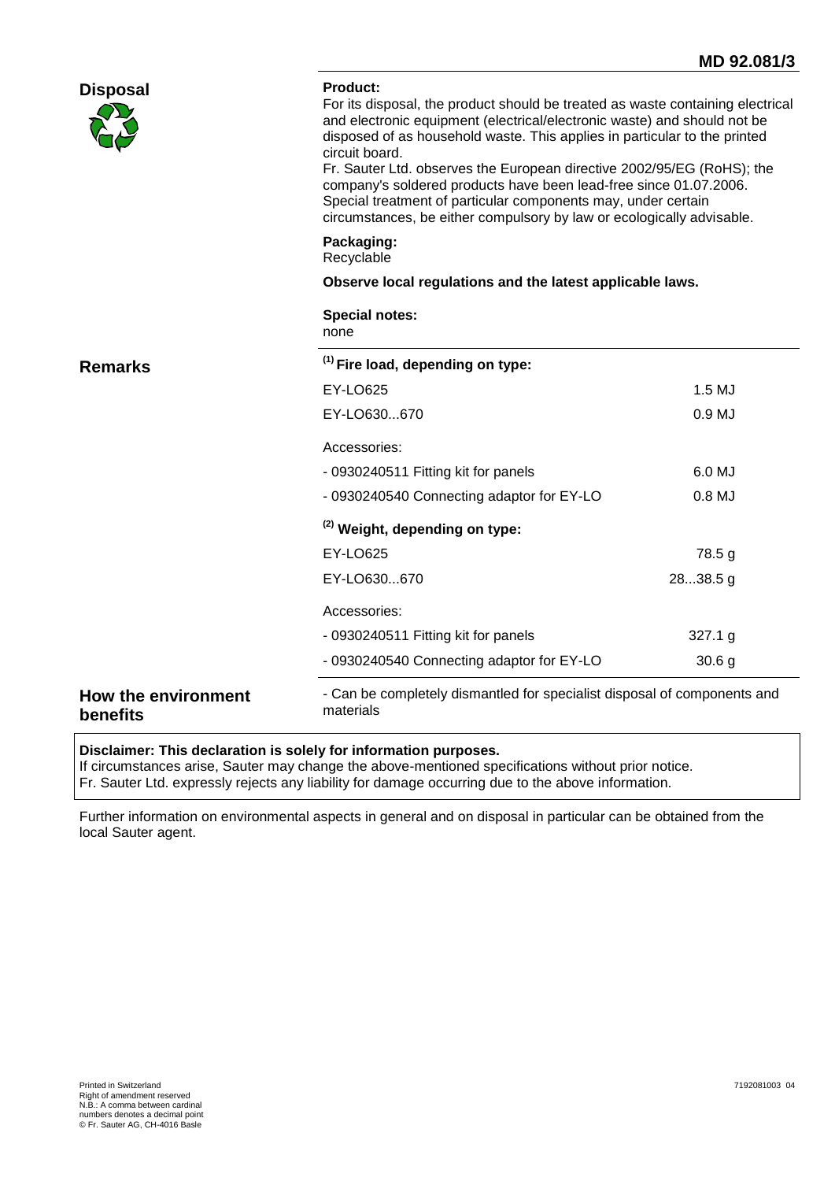## Disposal

**Product:**
For its disposal, the product should be treated as waste containing electrical and electronic equipment (electrical/electronic waste) and should not be disposed of as household waste. This applies in particular to the printed circuit board.
Fr. Sauter Ltd. observes the European directive 2002/95/EG (RoHS); the company's soldered products have been lead-free since 01.07.2006. Special treatment of particular components may, under certain circumstances, be either compulsory by law or ecologically advisable.

**Packaging:**
Recyclable

**Observe local regulations and the latest applicable laws.**

**Special notes:**
none

## Remarks

**(1) Fire load, depending on type:**

| | |
|---|---|
| EY-LO625 | 1.5 MJ |
| EY-LO630...670 | 0.9 MJ |
| Accessories: | |
| - 0930240511 Fitting kit for panels | 6.0 MJ |
| - 0930240540 Connecting adaptor for EY-LO | 0.8 MJ |

**(2) Weight, depending on type:**

| | |
|---|---|
| EY-LO625 | 78.5 g |
| EY-LO630...670 | 28...38.5 g |
| Accessories: | |
| - 0930240511 Fitting kit for panels | 327.1 g |
| - 0930240540 Connecting adaptor for EY-LO | 30.6 g |

## How the environment benefits

- Can be completely dismantled for specialist disposal of components and materials

**Disclaimer: This declaration is solely for information purposes.**
If circumstances arise, Sauter may change the above-mentioned specifications without prior notice.
Fr. Sauter Ltd. expressly rejects any liability for damage occurring due to the above information.

Further information on environmental aspects in general and on disposal in particular can be obtained from the local Sauter agent.

Printed in Switzerland
Right of amendment reserved
N.B.: A comma between cardinal numbers denotes a decimal point
© Fr. Sauter AG, CH-4016 Basle

7192081003 04